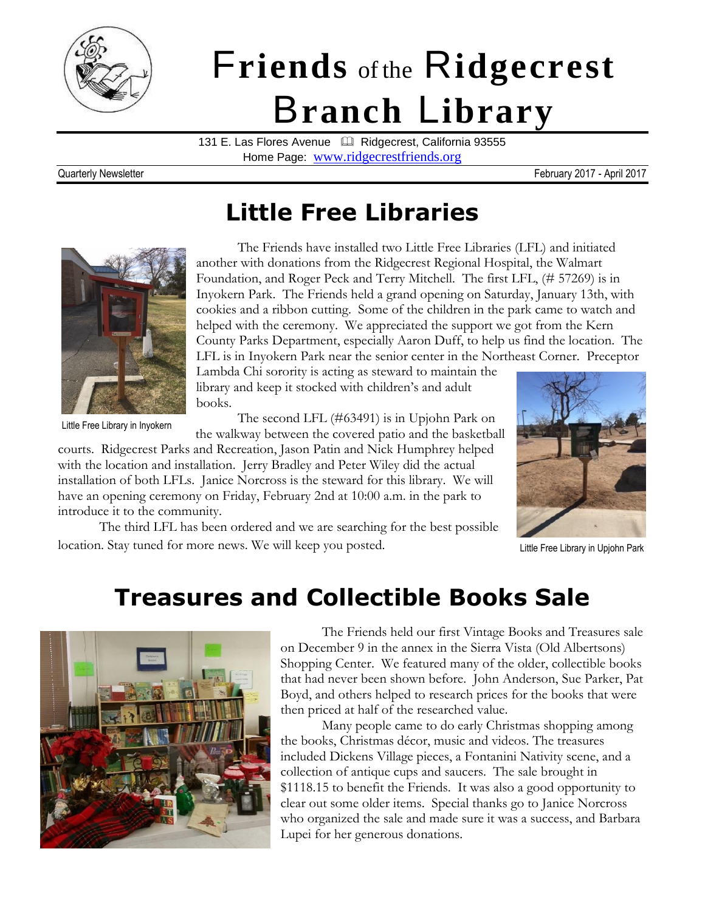# Friends of the Ridgecrest Branch Library

131 E. Las Flores Avenue 📖 Ridgecrest, California 93555

Home Page: www.ridgecrestfriends.org

Quarterly Newsletter February 2017 - April 2017

## Little Free Libraries

The Friends have installed two Little Free Libraries (LFL) and initiated another with donations from the Ridgecrest Regional Hospital, the Walmart Foundation, and Roger Peck and Terry Mitchell. The first LFL, (# 57269) is in Inyokern Park. The Friends held a grand opening on Saturday, January 13th, with cookies and a ribbon cutting. Some of the children in the park came to watch and helped with the ceremony. We appreciated the support we got from the Kern County Parks Department, especially Aaron Duff, to help us find the location. The LFL is in Inyokern Park near the senior center in the Northeast Corner. Preceptor Lambda Chi sorority is acting as steward to maintain the library and keep it stocked with children's and adult books.

Little Free Library in Inyokern

The second LFL (#63491) is in Upjohn Park on the walkway between the covered patio and the basketball courts. Ridgecrest Parks and Recreation, Jason Patin and Nick Humphrey helped with the location and installation. Jerry Bradley and Peter Wiley did the actual installation of both LFLs. Janice Norcross is the steward for this library. We will have an opening ceremony on Friday, February 2nd at 10:00 a.m. in the park to introduce it to the community.

The third LFL has been ordered and we are searching for the best possible location. Stay tuned for more news. We will keep you posted.

Little Free Library in Upjohn Park

## Treasures and Collectible Books Sale

The Friends held our first Vintage Books and Treasures sale on December 9 in the annex in the Sierra Vista (Old Albertsons) Shopping Center. We featured many of the older, collectible books that had never been shown before. John Anderson, Sue Parker, Pat Boyd, and others helped to research prices for the books that were then priced at half of the researched value.

Many people came to do early Christmas shopping among the books, Christmas décor, music and videos. The treasures included Dickens Village pieces, a Fontanini Nativity scene, and a collection of antique cups and saucers. The sale brought in $1118.15 to benefit the Friends. It was also a good opportunity to clear out some older items. Special thanks go to Janice Norcross who organized the sale and made sure it was a success, and Barbara Lupei for her generous donations.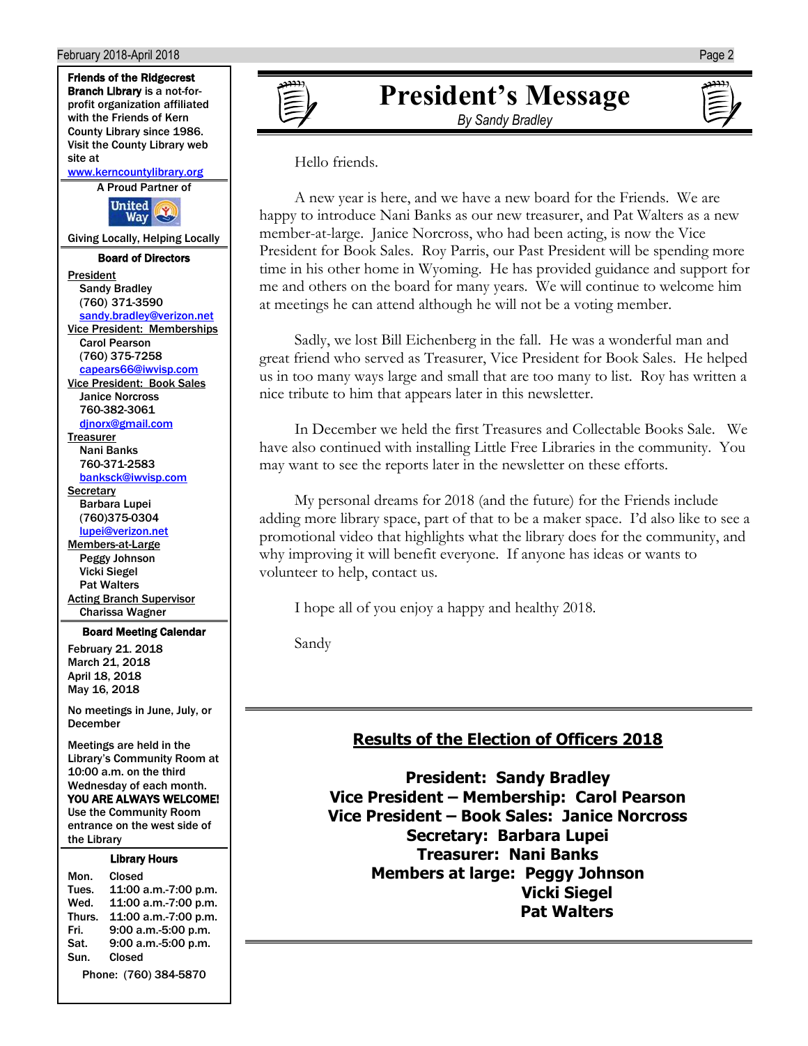**Friends of the Ridgecrest Branch Library** is a not-for-profit organization affiliated with the Friends of Kern County Library since 1986. Visit the County Library web site at www.kerncountylibrary.org

A Proud Partner of United Way

Giving Locally, Helping Locally

**Board of Directors**

President
Sandy Bradley
(760) 371-3590
sandy.bradley@verizon.net

Vice President: Memberships
Carol Pearson
(760) 375-7258
capears66@iwvisp.com

Vice President: Book Sales
Janice Norcross
760-382-3061
djnorx@gmail.com

Treasurer
Nani Banks
760-371-2583
bancksck@iwvisp.com

Secretary
Barbara Lupei
(760)375-0304
lupei@verizon.net

Members-at-Large
Peggy Johnson
Vicki Siegel
Pat Walters

Acting Branch Supervisor
Charissa Wagner

**Board Meeting Calendar**

February 21. 2018
March 21, 2018
April 18, 2018
May 16, 2018

No meetings in June, July, or December

Meetings are held in the Library's Community Room at 10:00 a.m. on the third Wednesday of each month. **YOU ARE ALWAYS WELCOME!** Use the Community Room entrance on the west side of the Library

**Library Hours**

| | |
|---|---|
| Mon. | Closed |
| Tues. | 11:00 a.m.-7:00 p.m. |
| Wed. | 11:00 a.m.-7:00 p.m. |
| Thurs. | 11:00 a.m.-7:00 p.m. |
| Fri. | 9:00 a.m.-5:00 p.m. |
| Sat. | 9:00 a.m.-5:00 p.m. |
| Sun. | Closed |

Phone: (760) 384-5870

# President's Message

*By Sandy Bradley*

Hello friends.

A new year is here, and we have a new board for the Friends. We are happy to introduce Nani Banks as our new treasurer, and Pat Walters as a new member-at-large. Janice Norcross, who had been acting, is now the Vice President for Book Sales. Roy Parris, our Past President will be spending more time in his other home in Wyoming. He has provided guidance and support for me and others on the board for many years. We will continue to welcome him at meetings he can attend although he will not be a voting member.

Sadly, we lost Bill Eichenberg in the fall. He was a wonderful man and great friend who served as Treasurer, Vice President for Book Sales. He helped us in too many ways large and small that are too many to list. Roy has written a nice tribute to him that appears later in this newsletter.

In December we held the first Treasures and Collectable Books Sale. We have also continued with installing Little Free Libraries in the community. You may want to see the reports later in the newsletter on these efforts.

My personal dreams for 2018 (and the future) for the Friends include adding more library space, part of that to be a maker space. I'd also like to see a promotional video that highlights what the library does for the community, and why improving it will benefit everyone. If anyone has ideas or wants to volunteer to help, contact us.

I hope all of you enjoy a happy and healthy 2018.

Sandy

## Results of the Election of Officers 2018

**President: Sandy Bradley**
**Vice President – Membership: Carol Pearson**
**Vice President – Book Sales: Janice Norcross**
**Secretary: Barbara Lupei**
**Treasurer: Nani Banks**
**Members at large: Peggy Johnson**
**Vicki Siegel**
**Pat Walters**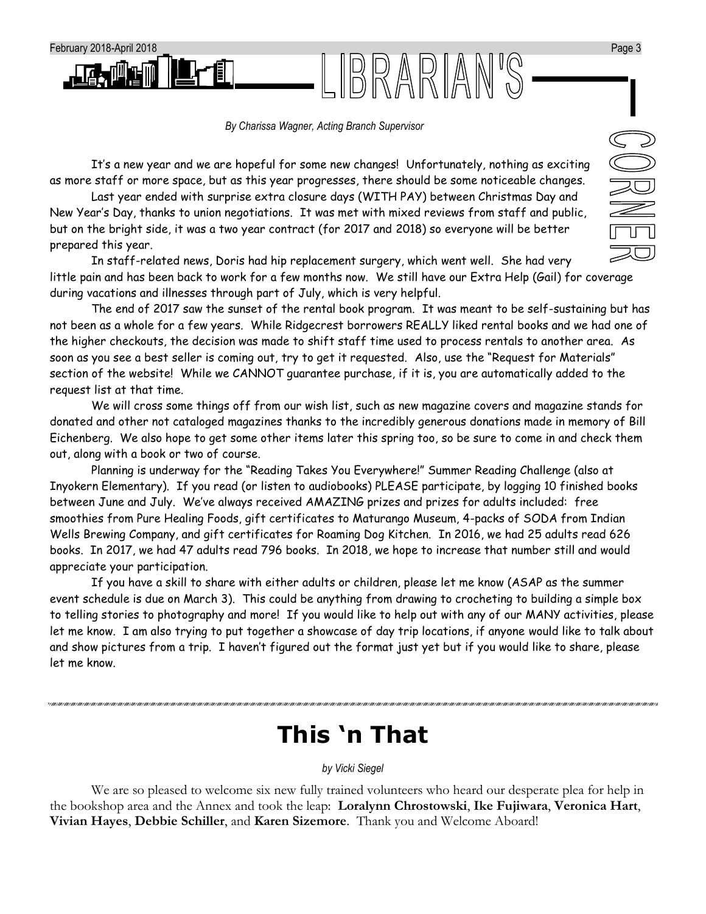# LIBRARIAN'S CORNER

*By Charissa Wagner, Acting Branch Supervisor*

It's a new year and we are hopeful for some new changes! Unfortunately, nothing as exciting as more staff or more space, but as this year progresses, there should be some noticeable changes.

Last year ended with surprise extra closure days (WITH PAY) between Christmas Day and New Year's Day, thanks to union negotiations. It was met with mixed reviews from staff and public, but on the bright side, it was a two year contract (for 2017 and 2018) so everyone will be better prepared this year.

In staff-related news, Doris had hip replacement surgery, which went well. She had very little pain and has been back to work for a few months now. We still have our Extra Help (Gail) for coverage during vacations and illnesses through part of July, which is very helpful.

The end of 2017 saw the sunset of the rental book program. It was meant to be self-sustaining but has not been as a whole for a few years. While Ridgecrest borrowers REALLY liked rental books and we had one of the higher checkouts, the decision was made to shift staff time used to process rentals to another area. As soon as you see a best seller is coming out, try to get it requested. Also, use the "Request for Materials" section of the website! While we CANNOT guarantee purchase, if it is, you are automatically added to the request list at that time.

We will cross some things off from our wish list, such as new magazine covers and magazine stands for donated and other not cataloged magazines thanks to the incredibly generous donations made in memory of Bill Eichenberg. We also hope to get some other items later this spring too, so be sure to come in and check them out, along with a book or two of course.

Planning is underway for the "Reading Takes You Everywhere!" Summer Reading Challenge (also at Inyokern Elementary). If you read (or listen to audiobooks) PLEASE participate, by logging 10 finished books between June and July. We've always received AMAZING prizes and prizes for adults included: free smoothies from Pure Healing Foods, gift certificates to Maturango Museum, 4-packs of SODA from Indian Wells Brewing Company, and gift certificates for Roaming Dog Kitchen. In 2016, we had 25 adults read 626 books. In 2017, we had 47 adults read 796 books. In 2018, we hope to increase that number still and would appreciate your participation.

If you have a skill to share with either adults or children, please let me know (ASAP as the summer event schedule is due on March 3). This could be anything from drawing to crocheting to building a simple box to telling stories to photography and more! If you would like to help out with any of our MANY activities, please let me know. I am also trying to put together a showcase of day trip locations, if anyone would like to talk about and show pictures from a trip. I haven't figured out the format just yet but if you would like to share, please let me know.

---

# This 'n That

*by Vicki Siegel*

We are so pleased to welcome six new fully trained volunteers who heard our desperate plea for help in the bookshop area and the Annex and took the leap: **Loralynn Chrostowski**, **Ike Fujiwara**, **Veronica Hart**, **Vivian Hayes**, **Debbie Schiller**, and **Karen Sizemore**. Thank you and Welcome Aboard!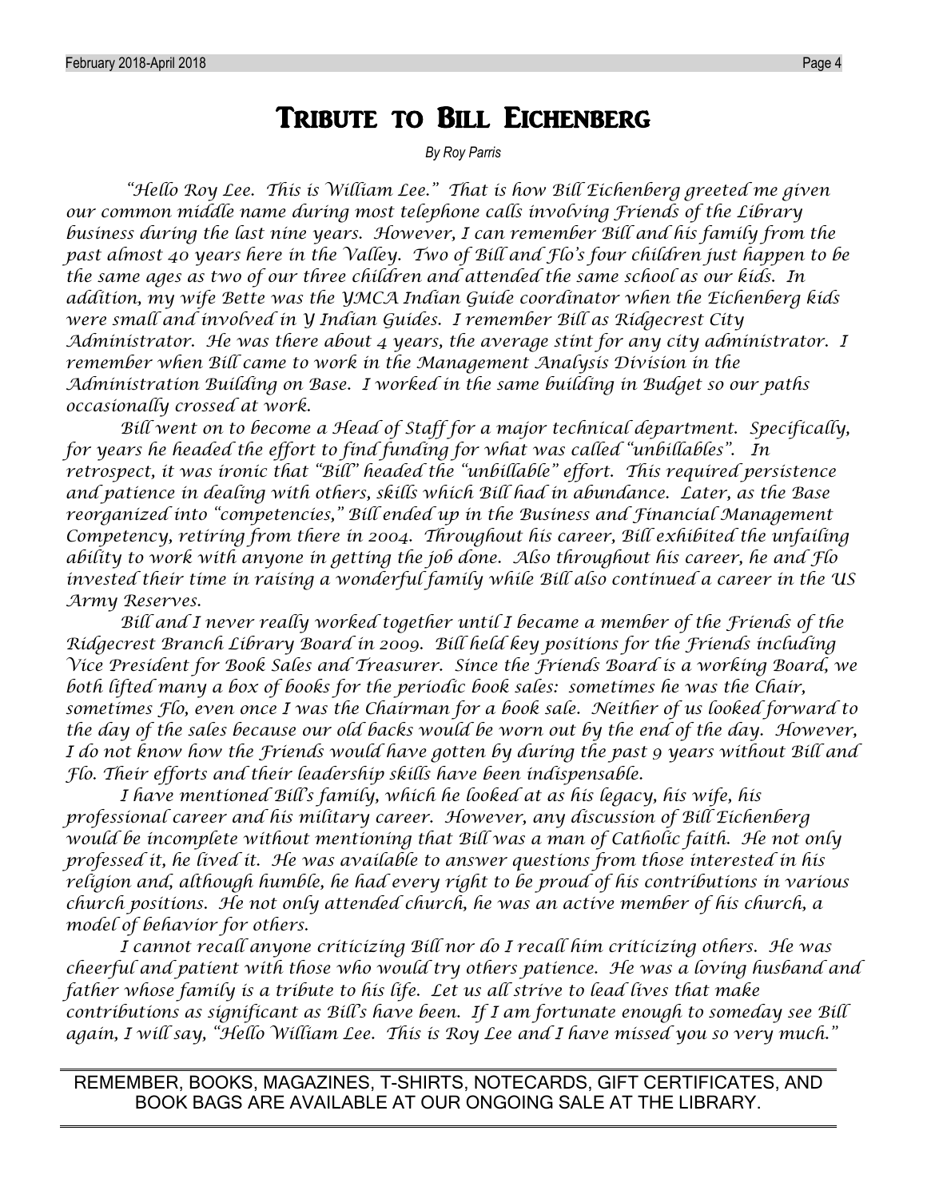# Tribute to Bill Eichenberg

*By Roy Parris*

*"Hello Roy Lee. This is William Lee." That is how Bill Eichenberg greeted me given our common middle name during most telephone calls involving Friends of the Library business during the last nine years. However, I can remember Bill and his family from the past almost 40 years here in the Valley. Two of Bill and Flo's four children just happen to be the same ages as two of our three children and attended the same school as our kids. In addition, my wife Bette was the YMCA Indian Guide coordinator when the Eichenberg kids were small and involved in Y Indian Guides. I remember Bill as Ridgecrest City Administrator. He was there about 4 years, the average stint for any city administrator. I remember when Bill came to work in the Management Analysis Division in the Administration Building on Base. I worked in the same building in Budget so our paths occasionally crossed at work.*

*Bill went on to become a Head of Staff for a major technical department. Specifically, for years he headed the effort to find funding for what was called "unbillables". In retrospect, it was ironic that "Bill" headed the "unbillable" effort. This required persistence and patience in dealing with others, skills which Bill had in abundance. Later, as the Base reorganized into "competencies," Bill ended up in the Business and Financial Management Competency, retiring from there in 2004. Throughout his career, Bill exhibited the unfailing ability to work with anyone in getting the job done. Also throughout his career, he and Flo invested their time in raising a wonderful family while Bill also continued a career in the US Army Reserves.*

*Bill and I never really worked together until I became a member of the Friends of the Ridgecrest Branch Library Board in 2009. Bill held key positions for the Friends including Vice President for Book Sales and Treasurer. Since the Friends Board is a working Board, we both lifted many a box of books for the periodic book sales: sometimes he was the Chair, sometimes Flo, even once I was the Chairman for a book sale. Neither of us looked forward to the day of the sales because our old backs would be worn out by the end of the day. However, I do not know how the Friends would have gotten by during the past 9 years without Bill and Flo. Their efforts and their leadership skills have been indispensable.*

*I have mentioned Bill's family, which he looked at as his legacy, his wife, his professional career and his military career. However, any discussion of Bill Eichenberg would be incomplete without mentioning that Bill was a man of Catholic faith. He not only professed it, he lived it. He was available to answer questions from those interested in his religion and, although humble, he had every right to be proud of his contributions in various church positions. He not only attended church, he was an active member of his church, a model of behavior for others.*

*I cannot recall anyone criticizing Bill nor do I recall him criticizing others. He was cheerful and patient with those who would try others patience. He was a loving husband and father whose family is a tribute to his life. Let us all strive to lead lives that make contributions as significant as Bill's have been. If I am fortunate enough to someday see Bill again, I will say, "Hello William Lee. This is Roy Lee and I have missed you so very much."*

---

REMEMBER, BOOKS, MAGAZINES, T-SHIRTS, NOTECARDS, GIFT CERTIFICATES, AND BOOK BAGS ARE AVAILABLE AT OUR ONGOING SALE AT THE LIBRARY.

---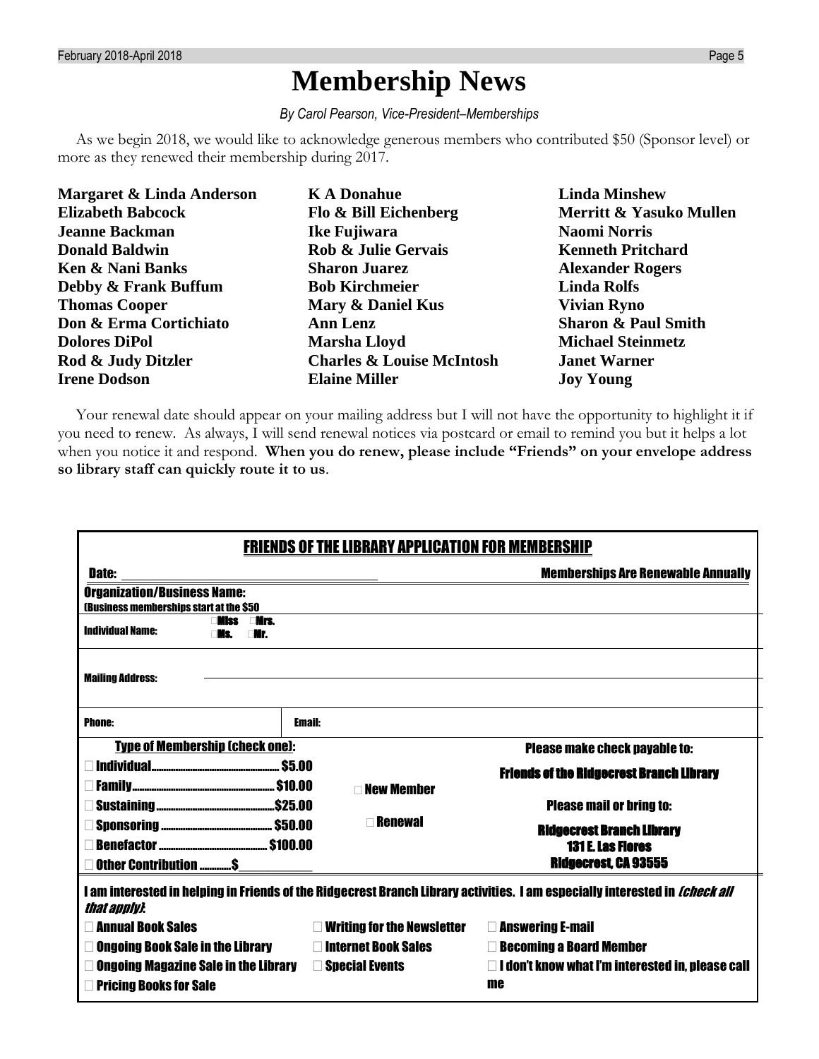# Membership News

*By Carol Pearson, Vice-President–Memberships*

As we begin 2018, we would like to acknowledge generous members who contributed $50 (Sponsor level) or more as they renewed their membership during 2017.

**Margaret & Linda Anderson**
**Elizabeth Babcock**
**Jeanne Backman**
**Donald Baldwin**
**Ken & Nani Banks**
**Debby & Frank Buffum**
**Thomas Cooper**
**Don & Erma Cortichiato**
**Dolores DiPol**
**Rod & Judy Ditzler**
**Irene Dodson**
**K A Donahue**
**Flo & Bill Eichenberg**
**Ike Fujiwara**
**Rob & Julie Gervais**
**Sharon Juarez**
**Bob Kirchmeier**
**Mary & Daniel Kus**
**Ann Lenz**
**Marsha Lloyd**
**Charles & Louise McIntosh**
**Elaine Miller**
**Linda Minshew**
**Merritt & Yasuko Mullen**
**Naomi Norris**
**Kenneth Pritchard**
**Alexander Rogers**
**Linda Rolfs**
**Vivian Ryno**
**Sharon & Paul Smith**
**Michael Steinmetz**
**Janet Warner**
**Joy Young**

Your renewal date should appear on your mailing address but I will not have the opportunity to highlight it if you need to renew. As always, I will send renewal notices via postcard or email to remind you but it helps a lot when you notice it and respond. **When you do renew, please include "Friends" on your envelope address so library staff can quickly route it to us**.

## FRIENDS OF THE LIBRARY APPLICATION FOR MEMBERSHIP

**Date:** ______________________ **Memberships Are Renewable Annually**

**Organization/Business Name:**
(Business memberships start at the $50

**Individual Name:** ☐ Miss ☐ Mrs. ☐ Ms. ☐ Mr.

**Mailing Address:**

**Phone:** **Email:**

**Type of Membership (check one):**

- ☐ Individual.................... $5.00
- ☐ Family.................... $10.00
- ☐ Sustaining.................... $25.00
- ☐ Sponsoring.................... $50.00
- ☐ Benefactor.................... $100.00
- ☐ Other Contribution ............$__________

☐ New Member

☐ Renewal

**Please make check payable to:**
**Friends of the Ridgecrest Branch Library**

**Please mail or bring to:**
**Ridgecrest Branch Library**
**131 E. Las Flores**
**Ridgecrest, CA 93555**

**I am interested in helping in Friends of the Ridgecrest Branch Library activities. I am especially interested in *(check all that apply)*:**

- ☐ Annual Book Sales
- ☐ Ongoing Book Sale in the Library
- ☐ Ongoing Magazine Sale in the Library
- ☐ Pricing Books for Sale
- ☐ Writing for the Newsletter
- ☐ Internet Book Sales
- ☐ Special Events
- ☐ Answering E-mail
- ☐ Becoming a Board Member
- ☐ I don't know what I'm interested in, please call me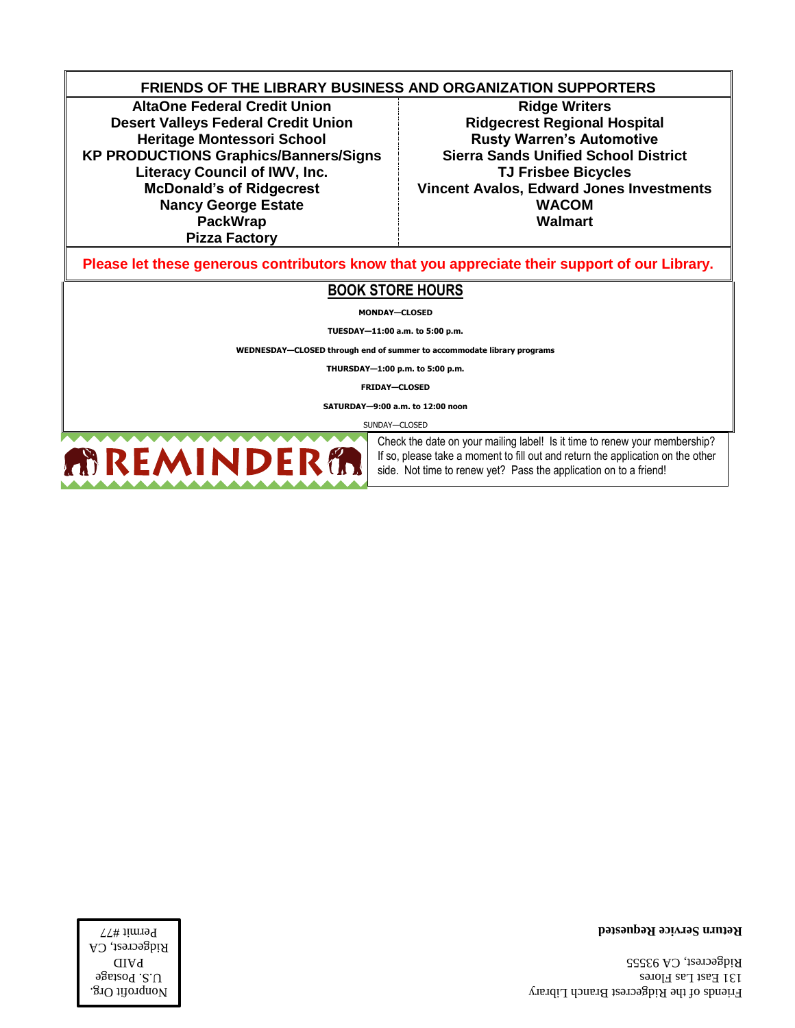## FRIENDS OF THE LIBRARY BUSINESS AND ORGANIZATION SUPPORTERS

| | |
|---|---|
| **AltaOne Federal Credit Union** | **Ridge Writers** |
| **Desert Valleys Federal Credit Union** | **Ridgecrest Regional Hospital** |
| **Heritage Montessori School** | **Rusty Warren's Automotive** |
| **KP PRODUCTIONS Graphics/Banners/Signs** | **Sierra Sands Unified School District** |
| **Literacy Council of IWV, Inc.** | **TJ Frisbee Bicycles** |
| **McDonald's of Ridgecrest** | **Vincent Avalos, Edward Jones Investments** |
| **Nancy George Estate** | **WACOM** |
| **PackWrap** | **Walmart** |
| **Pizza Factory** | |

**Please let these generous contributors know that you appreciate their support of our Library.**

## BOOK STORE HOURS

**MONDAY—CLOSED**

**TUESDAY—11:00 a.m. to 5:00 p.m.**

**WEDNESDAY—CLOSED through end of summer to accommodate library programs**

**THURSDAY—1:00 p.m. to 5:00 p.m.**

**FRIDAY—CLOSED**

**SATURDAY—9:00 a.m. to 12:00 noon**

SUNDAY—CLOSED

**REMINDER**

Check the date on your mailing label! Is it time to renew your membership? If so, please take a moment to fill out and return the application on the other side. Not time to renew yet? Pass the application on to a friend!

Friends of the Ridgecrest Branch Library
131 East Las Flores
Ridgecrest, CA 93555

**Return Service Requested**

Nonprofit Org.
U.S. Postage
PAID
Ridgecrest, CA
Permit #77